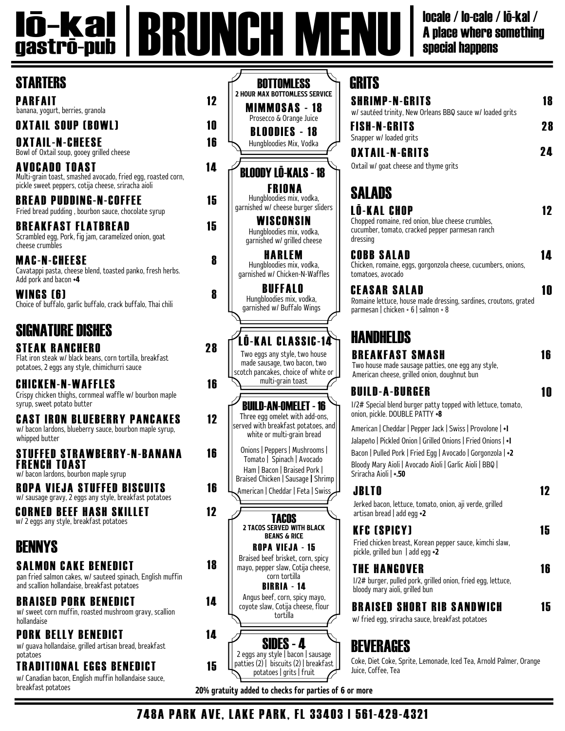# lō-kal gastrō-pub | BRUNCH MENU

locale / lo-cale / lō-kal / A place where something special happens

## STARTERS

**PARFAIT** 12
banana, yogurt, berries, granola

**OXTAIL SOUP (BOWL)** 10

**OXTAIL-N-CHEESE** 16
Bowl of Oxtail soup, gooey grilled cheese

**AVOCADO TOAST** 14
Multi-grain toast, smashed avocado, fried egg, roasted corn, pickle sweet peppers, cotija cheese, sriracha aioli

**BREAD PUDDING-N-COFFEE** 15
Fried bread pudding , bourbon sauce, chocolate syrup

**BREAKFAST FLATBREAD** 15
Scrambled egg, Pork, fig jam, caramelized onion, goat cheese crumbles

**MAC-N-CHEESE** 8
Cavatappi pasta, cheese blend, toasted panko, fresh herbs. Add pork and bacon +4

**WINGS (6)** 8
Choice of buffalo, garlic buffalo, crack buffalo, Thai chili

## SIGNATURE DISHES

**STEAK RANCHERO** 28
Flat iron steak w/ black beans, corn tortilla, breakfast potatoes, 2 eggs any style, chimichurri sauce

**CHICKEN-N-WAFFLES** 16
Crispy chicken thighs, cornmeal waffle w/ bourbon maple syrup, sweet potato butter

**CAST IRON BLUEBERRY PANCAKES** 12
w/ bacon lardons, blueberry sauce, bourbon maple syrup, whipped butter

**STUFFED STRAWBERRY-N-BANANA FRENCH TOAST** 16
w/ bacon lardons, bourbon maple syrup

**ROPA VIEJA STUFFED BISCUITS** 16
w/ sausage gravy, 2 eggs any style, breakfast potatoes

**CORNED BEEF HASH SKILLET** 12
w/ 2 eggs any style, breakfast potatoes

## BENNYS

**SALMON CAKE BENEDICT** 18
pan fried salmon cakes, w/ sauteed spinach, English muffin and scallion hollandaise, breakfast potatoes

**BRAISED PORK BENEDICT** 14
w/ sweet corn muffin, roasted mushroom gravy, scallion hollandaise

**PORK BELLY BENEDICT** 14
w/ guava hollandaise, grilled artisan bread, breakfast potatoes

**TRADITIONAL EGGS BENEDICT** 15
w/ Canadian bacon, English muffin hollandaise sauce, breakfast potatoes

## BOTTOMLESS

2 HOUR MAX BOTTOMLESS SERVICE

**MIMMOSAS - 18**
Prosecco & Orange Juice

**BLOODIES - 18**
Hungbloodies Mix, Vodka

## BLOODY LŌ-KALS - 18

**FRIONA**
Hungbloodies mix, vodka, garnished w/ cheese burger sliders

**WISCONSIN**
Hungbloodies mix, vodka, garnished w/ grilled cheese

**HARLEM**
Hungbloodies mix, vodka, garnished w/ Chicken-N-Waffles

**BUFFALO**
Hungbloodies mix, vodka, garnished w/ Buffalo Wings

## LŌ-KAL CLASSIC-14

Two eggs any style, two house made sausage, two bacon, two scotch pancakes, choice of white or multi-grain toast

## BUILD-AN-OMELET - 16

Three egg omelet with add-ons, served with breakfast potatoes, and white or multi-grain bread

Onions | Peppers | Mushrooms | Tomato | Spinach | Avocado
Ham | Bacon | Braised Pork | Braised Chicken | Sausage | Shrimp
American | Cheddar | Feta | Swiss

## TACOS

2 TACOS SERVED WITH BLACK BEANS & RICE

**ROPA VIEJA - 15**
Braised beef brisket, corn, spicy mayo, pepper slaw, Cotija cheese, corn tortilla

**BIRRIA - 14**
Angus beef, corn, spicy mayo, coyote slaw, Cotija cheese, flour tortilla

## SIDES - 4

2 eggs any style | bacon | sausage patties (2) | biscuits (2) | breakfast potatoes | grits | fruit

## GRITS

**SHRIMP-N-GRITS** 18
w/ sautéed trinity, New Orleans BBQ sauce w/ loaded grits

**FISH-N-GRITS** 28
Snapper w/ loaded grits

**OXTAIL-N-GRITS** 24
Oxtail w/ goat cheese and thyme grits

## SALADS

**LŌ-KAL CHOP** 12
Chopped romaine, red onion, blue cheese crumbles, cucumber, tomato, cracked pepper parmesan ranch dressing

**COBB SALAD** 14
Chicken, romaine, eggs, gorgonzola cheese, cucumbers, onions, tomatoes, avocado

**CEASAR SALAD** 10
Romaine lettuce, house made dressing, sardines, croutons, grated parmesan | chicken + 6 | salmon + 8

## HANDHELDS

**BREAKFAST SMASH** 16
Two house made sausage patties, one egg any style, American cheese, grilled onion, doughnut bun

**BUILD-A-BURGER** 10
1/2# Special blend burger patty topped with lettuce, tomato, onion, pickle. DOUBLE PATTY +8

American | Cheddar | Pepper Jack | Swiss | Provolone | +1
Jalapeño | Pickled Onion | Grilled Onions | Fried Onions | +1
Bacon | Pulled Pork | Fried Egg | Avocado | Gorgonzola | +2
Bloody Mary Aioli | Avocado Aioli | Garlic Aioli | BBQ | Sriracha Aioli | +.50

**JBLTO** 12
Jerked bacon, lettuce, tomato, onion, aji verde, grilled artisan bread | add egg +2

**KFC (SPICY)** 15
Fried chicken breast, Korean pepper sauce, kimchi slaw, pickle, grilled bun | add egg +2

**THE HANGOVER** 16
1/2# burger, pulled pork, grilled onion, fried egg, lettuce, bloody mary aioli, grilled bun

**BRAISED SHORT RIB SANDWICH** 15
w/ fried egg, sriracha sauce, breakfast potatoes

## BEVERAGES

Coke, Diet Coke, Sprite, Lemonade, Iced Tea, Arnold Palmer, Orange Juice, Coffee, Tea

20% gratuity added to checks for parties of 6 or more

**748A PARK AVE, LAKE PARK, FL 33403 | 561-429-4321**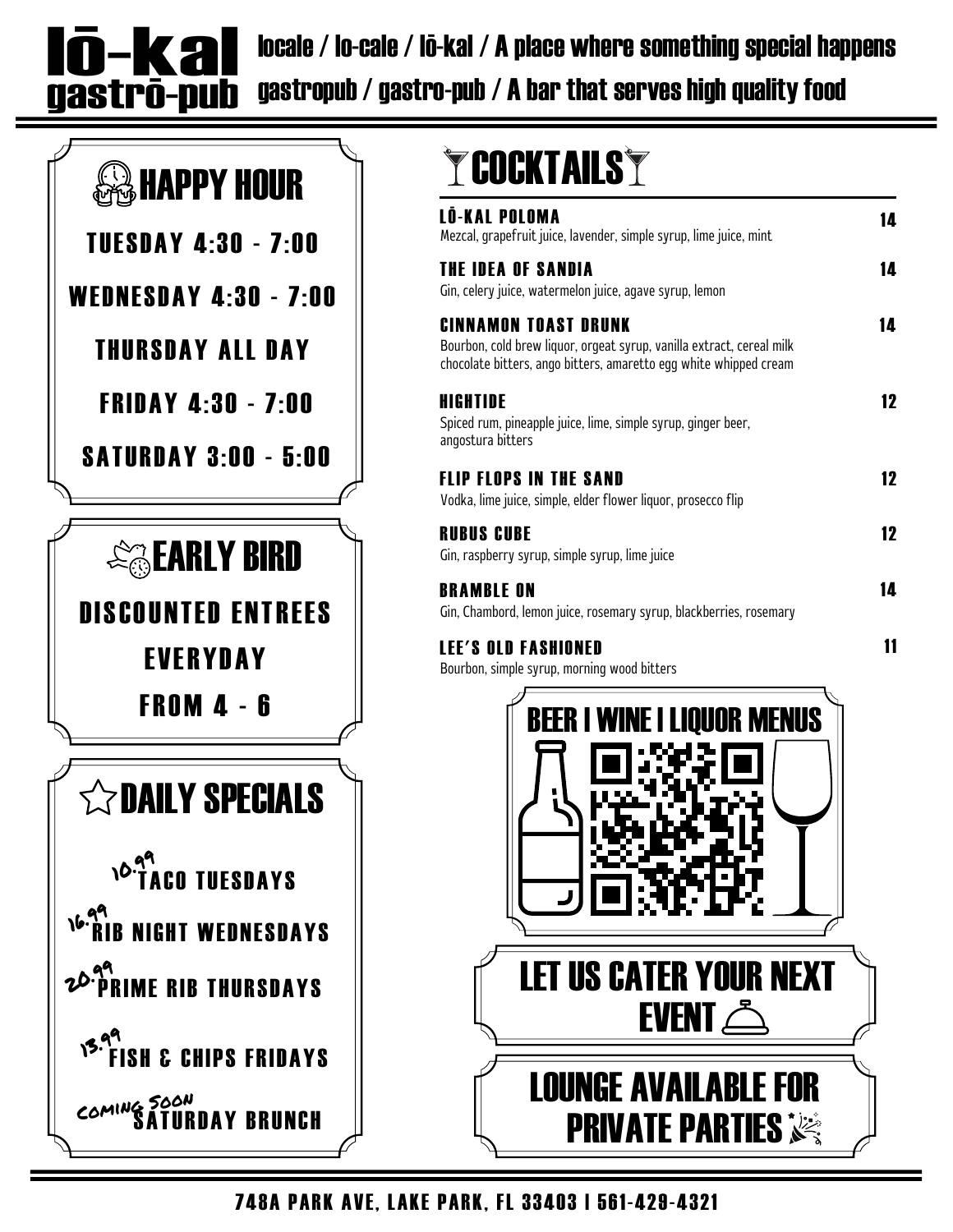# lō-kal gastrō-pub

locale / lo-cale / lō-kal / A place where something special happens

gastropub / gastro-pub / A bar that serves high quality food

## HAPPY HOUR

TUESDAY 4:30 - 7:00

WEDNESDAY 4:30 - 7:00

THURSDAY ALL DAY

FRIDAY 4:30 - 7:00

SATURDAY 3:00 - 5:00

## EARLY BIRD

DISCOUNTED ENTREES

EVERYDAY

FROM 4 - 6

## DAILY SPECIALS

10.99 TACO TUESDAYS

16.99 RIB NIGHT WEDNESDAYS

20.99 PRIME RIB THURSDAYS

13.99 FISH & CHIPS FRIDAYS

COMING SOON SATURDAY BRUNCH

## COCKTAILS

**LŌ-KAL POLOMA** 14
Mezcal, grapefruit juice, lavender, simple syrup, lime juice, mint

**THE IDEA OF SANDIA** 14
Gin, celery juice, watermelon juice, agave syrup, lemon

**CINNAMON TOAST DRUNK** 14
Bourbon, cold brew liquor, orgeat syrup, vanilla extract, cereal milk chocolate bitters, ango bitters, amaretto egg white whipped cream

**HIGHTIDE** 12
Spiced rum, pineapple juice, lime, simple syrup, ginger beer, angostura bitters

**FLIP FLOPS IN THE SAND** 12
Vodka, lime juice, simple, elder flower liquor, prosecco flip

**RUBUS CUBE** 12
Gin, raspberry syrup, simple syrup, lime juice

**BRAMBLE ON** 14
Gin, Chambord, lemon juice, rosemary syrup, blackberries, rosemary

**LEE'S OLD FASHIONED** 11
Bourbon, simple syrup, morning wood bitters

## BEER I WINE I LIQUOR MENUS

## LET US CATER YOUR NEXT EVENT

## LOUNGE AVAILABLE FOR PRIVATE PARTIES

748A PARK AVE, LAKE PARK, FL 33403 I 561-429-4321